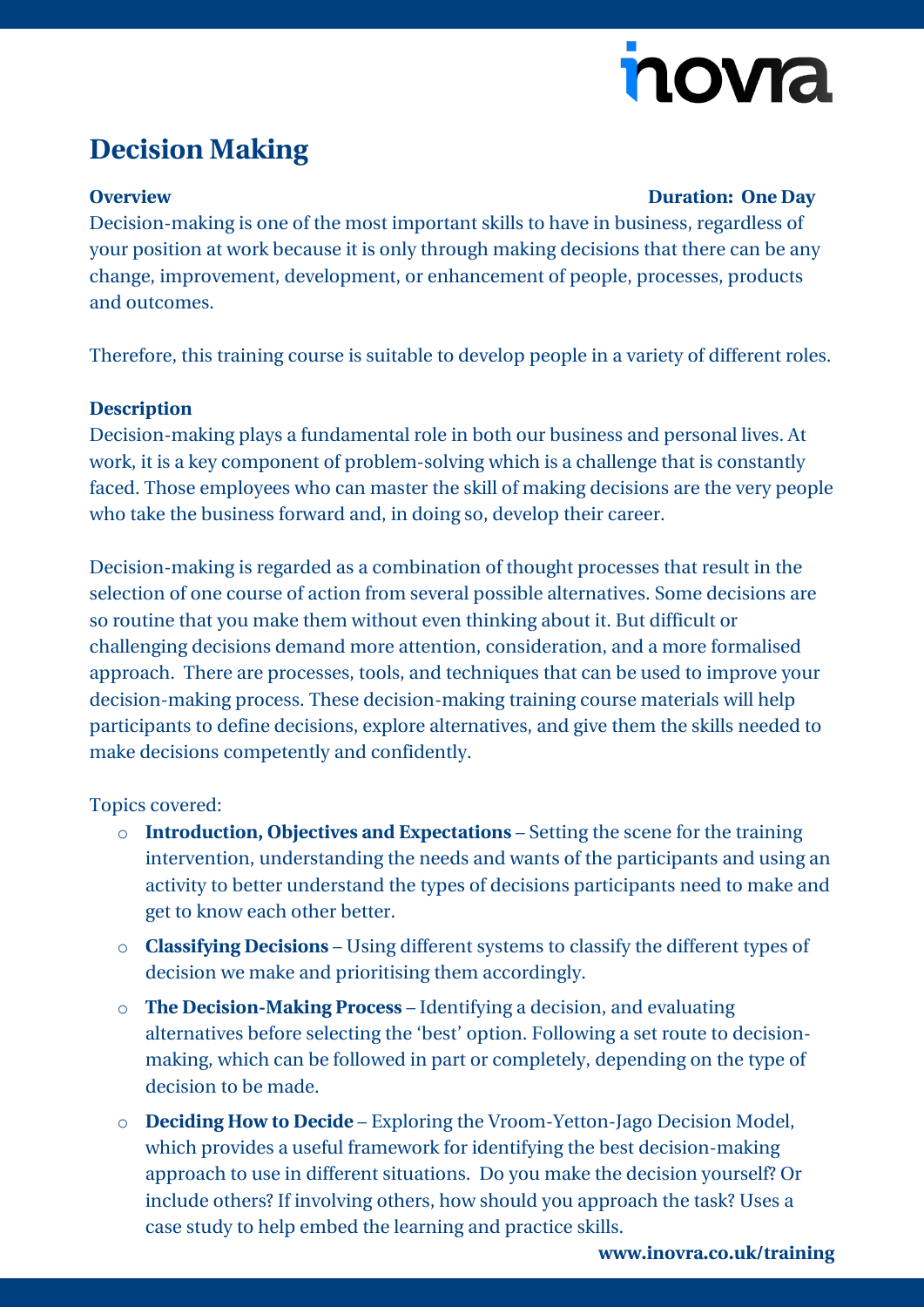# Decision Making

**Overview** **Duration: One Day**

Decision-making is one of the most important skills to have in business, regardless of your position at work because it is only through making decisions that there can be any change, improvement, development, or enhancement of people, processes, products and outcomes.

Therefore, this training course is suitable to develop people in a variety of different roles.

**Description**

Decision-making plays a fundamental role in both our business and personal lives. At work, it is a key component of problem-solving which is a challenge that is constantly faced. Those employees who can master the skill of making decisions are the very people who take the business forward and, in doing so, develop their career.

Decision-making is regarded as a combination of thought processes that result in the selection of one course of action from several possible alternatives. Some decisions are so routine that you make them without even thinking about it. But difficult or challenging decisions demand more attention, consideration, and a more formalised approach. There are processes, tools, and techniques that can be used to improve your decision-making process. These decision-making training course materials will help participants to define decisions, explore alternatives, and give them the skills needed to make decisions competently and confidently.

Topics covered:

- **Introduction, Objectives and Expectations** – Setting the scene for the training intervention, understanding the needs and wants of the participants and using an activity to better understand the types of decisions participants need to make and get to know each other better.
- **Classifying Decisions** – Using different systems to classify the different types of decision we make and prioritising them accordingly.
- **The Decision-Making Process** – Identifying a decision, and evaluating alternatives before selecting the 'best' option. Following a set route to decision-making, which can be followed in part or completely, depending on the type of decision to be made.
- **Deciding How to Decide** – Exploring the Vroom-Yetton-Jago Decision Model, which provides a useful framework for identifying the best decision-making approach to use in different situations. Do you make the decision yourself? Or include others? If involving others, how should you approach the task? Uses a case study to help embed the learning and practice skills.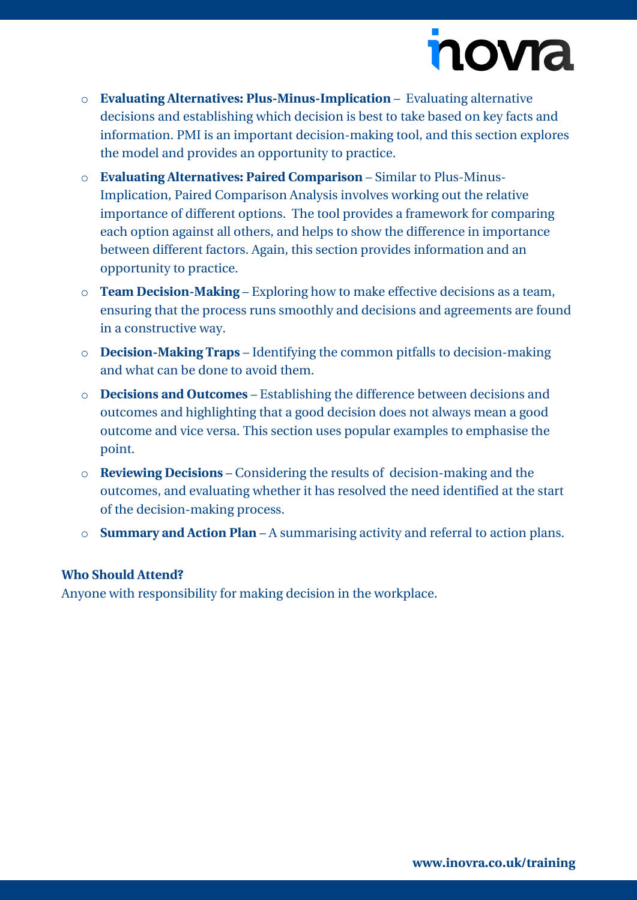- **Evaluating Alternatives: Plus-Minus-Implication** – Evaluating alternative decisions and establishing which decision is best to take based on key facts and information. PMI is an important decision-making tool, and this section explores the model and provides an opportunity to practice.
- **Evaluating Alternatives: Paired Comparison** – Similar to Plus-Minus-Implication, Paired Comparison Analysis involves working out the relative importance of different options. The tool provides a framework for comparing each option against all others, and helps to show the difference in importance between different factors. Again, this section provides information and an opportunity to practice.
- **Team Decision-Making** – Exploring how to make effective decisions as a team, ensuring that the process runs smoothly and decisions and agreements are found in a constructive way.
- **Decision-Making Traps** – Identifying the common pitfalls to decision-making and what can be done to avoid them.
- **Decisions and Outcomes** – Establishing the difference between decisions and outcomes and highlighting that a good decision does not always mean a good outcome and vice versa. This section uses popular examples to emphasise the point.
- **Reviewing Decisions** – Considering the results of decision-making and the outcomes, and evaluating whether it has resolved the need identified at the start of the decision-making process.
- **Summary and Action Plan** – A summarising activity and referral to action plans.

**Who Should Attend?**

Anyone with responsibility for making decision in the workplace.

**www.inovra.co.uk/training**